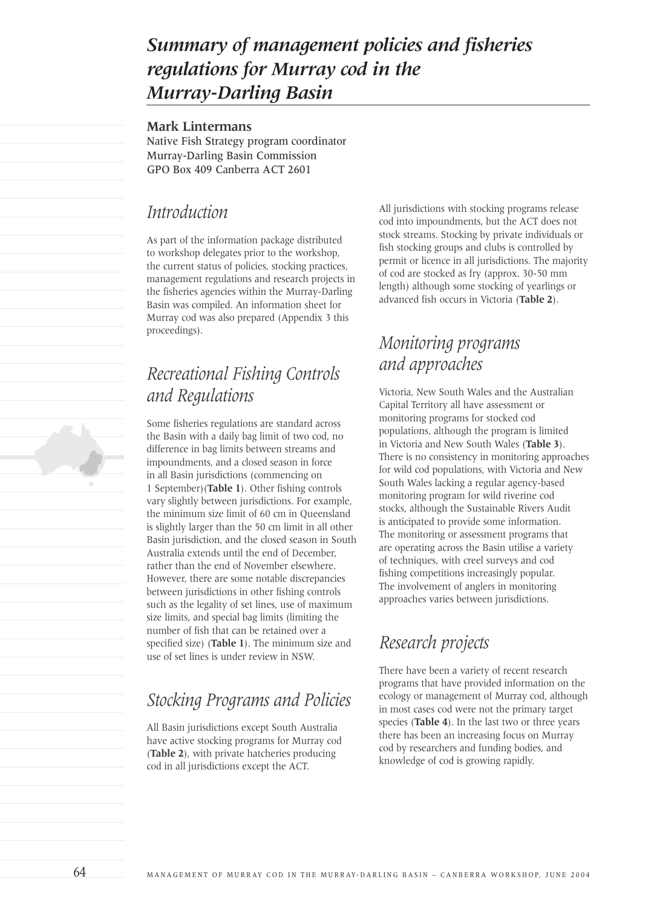# *Summary of management policies and fisheries regulations for Murray cod in the Murray-Darling Basin*

**Mark Lintermans**

Native Fish Strategy program coordinator
Murray-Darling Basin Commission
GPO Box 409 Canberra ACT 2601

## *Introduction*

As part of the information package distributed to workshop delegates prior to the workshop, the current status of policies, stocking practices, management regulations and research projects in the fisheries agencies within the Murray-Darling Basin was compiled. An information sheet for Murray cod was also prepared (Appendix 3 this proceedings).

## *Recreational Fishing Controls and Regulations*

Some fisheries regulations are standard across the Basin with a daily bag limit of two cod, no difference in bag limits between streams and impoundments, and a closed season in force in all Basin jurisdictions (commencing on 1 September)(**Table 1**). Other fishing controls vary slightly between jurisdictions. For example, the minimum size limit of 60 cm in Queensland is slightly larger than the 50 cm limit in all other Basin jurisdiction, and the closed season in South Australia extends until the end of December, rather than the end of November elsewhere. However, there are some notable discrepancies between jurisdictions in other fishing controls such as the legality of set lines, use of maximum size limits, and special bag limits (limiting the number of fish that can be retained over a specified size) (**Table 1**). The minimum size and use of set lines is under review in NSW.

## *Stocking Programs and Policies*

All Basin jurisdictions except South Australia have active stocking programs for Murray cod (**Table 2**), with private hatcheries producing cod in all jurisdictions except the ACT.

All jurisdictions with stocking programs release cod into impoundments, but the ACT does not stock streams. Stocking by private individuals or fish stocking groups and clubs is controlled by permit or licence in all jurisdictions. The majority of cod are stocked as fry (approx. 30-50 mm length) although some stocking of yearlings or advanced fish occurs in Victoria (**Table 2**).

## *Monitoring programs and approaches*

Victoria, New South Wales and the Australian Capital Territory all have assessment or monitoring programs for stocked cod populations, although the program is limited in Victoria and New South Wales (**Table 3**). There is no consistency in monitoring approaches for wild cod populations, with Victoria and New South Wales lacking a regular agency-based monitoring program for wild riverine cod stocks, although the Sustainable Rivers Audit is anticipated to provide some information. The monitoring or assessment programs that are operating across the Basin utilise a variety of techniques, with creel surveys and cod fishing competitions increasingly popular. The involvement of anglers in monitoring approaches varies between jurisdictions.

## *Research projects*

There have been a variety of recent research programs that have provided information on the ecology or management of Murray cod, although in most cases cod were not the primary target species (**Table 4**). In the last two or three years there has been an increasing focus on Murray cod by researchers and funding bodies, and knowledge of cod is growing rapidly.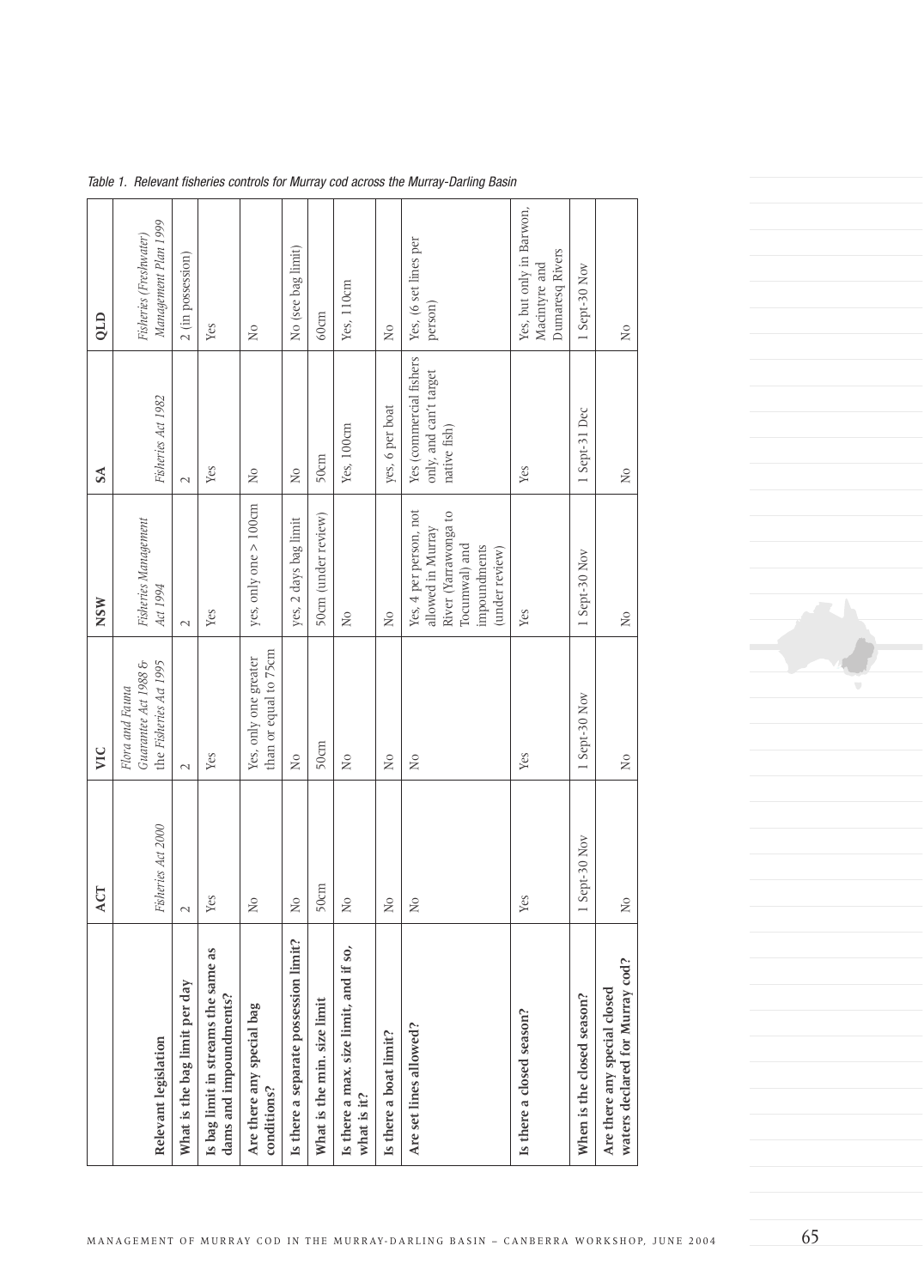Table 1. Relevant fisheries controls for Murray cod across the Murray-Darling Basin

| | ACT | VIC | NSW | SA | QLD |
|---|---|---|---|---|---|
| **Relevant legislation** | *Fisheries Act 2000* | *Flora and Fauna Guarantee Act 1988 &* the *Fisheries Act 1995* | *Fisheries Management Act 1994* | *Fisheries Act 1982* | *Fisheries (Freshwater) Management Plan 1999* |
| **What is the bag limit per day** | 2 | 2 | 2 | 2 | 2 (in possession) |
| **Is bag limit in streams the same as dams and impoundments?** | Yes | Yes | Yes | Yes | Yes |
| **Are there any special bag conditions?** | No | Yes, only one greater than or equal to 75cm | yes, only one > 100cm | No | No |
| **Is there a separate possession limit?** | No | No | yes, 2 days bag limit | No | No (see bag limit) |
| **What is the min. size limit** | 50cm | 50cm | 50cm (under review) | 50cm | 60cm |
| **Is there a max. size limit, and if so, what is it?** | No | No | No | Yes, 100cm | Yes, 110cm |
| **Is there a boat limit?** | No | No | No | yes, 6 per boat | No |
| **Are set lines allowed?** | No | No | Yes, 4 per person, not allowed in Murray River (Yarrawonga to Tocumwal) and impoundments (under review) | Yes (commercial fishers only, and can't target native fish) | Yes, (6 set lines per person) |
| **Is there a closed season?** | Yes | Yes | Yes | Yes | Yes, but only in Barwon, Macintyre and Dumaresq Rivers |
| **When is the closed season?** | 1 Sept-30 Nov | 1 Sept-30 Nov | 1 Sept-30 Nov | 1 Sept-31 Dec | 1 Sept-30 Nov |
| **Are there any special closed waters declared for Murray cod?** | No | No | No | No | No |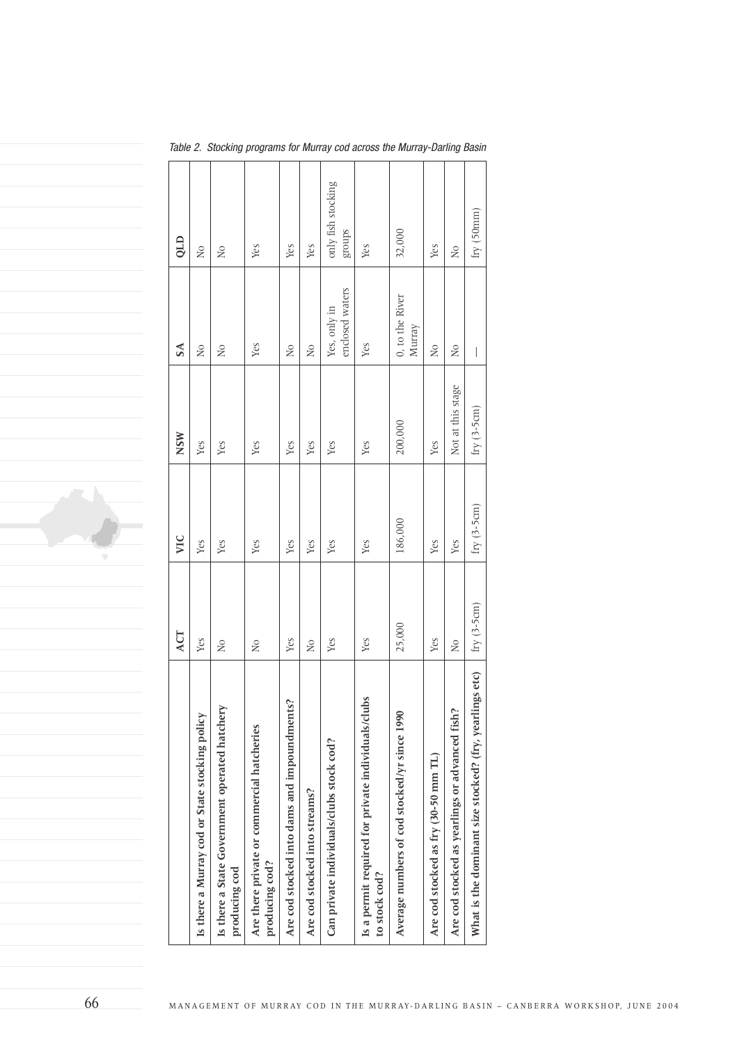*Table 2. Stocking programs for Murray cod across the Murray-Darling Basin*

| | ACT | VIC | NSW | SA | QLD |
|---|---|---|---|---|---|
| **Is there a Murray cod or State stocking policy** | Yes | Yes | Yes | No | No |
| **Is there a State Government operated hatchery producing cod** | No | Yes | Yes | No | No |
| **Are there private or commercial hatcheries producing cod?** | No | Yes | Yes | Yes | Yes |
| **Are cod stocked into dams and impoundments?** | Yes | Yes | Yes | No | Yes |
| **Are cod stocked into streams?** | No | Yes | Yes | No | Yes |
| **Can private individuals/clubs stock cod?** | Yes | Yes | Yes | Yes, only in enclosed waters | only fish stocking groups |
| **Is a permit required for private individuals/clubs to stock cod?** | Yes | Yes | Yes | Yes | Yes |
| **Average numbers of cod stocked/yr since 1990** | 25,000 | 186,000 | 200,000 | 0, to the River Murray | 32,000 |
| **Are cod stocked as fry (30-50 mm TL)** | Yes | Yes | Yes | No | Yes |
| **Are cod stocked as yearlings or advanced fish?** | No | Yes | Not at this stage | No | No |
| **What is the dominant size stocked? (fry, yearlings etc)** | fry (3-5cm) | fry (3-5cm) | fry (3-5cm) | — | fry (50mm) |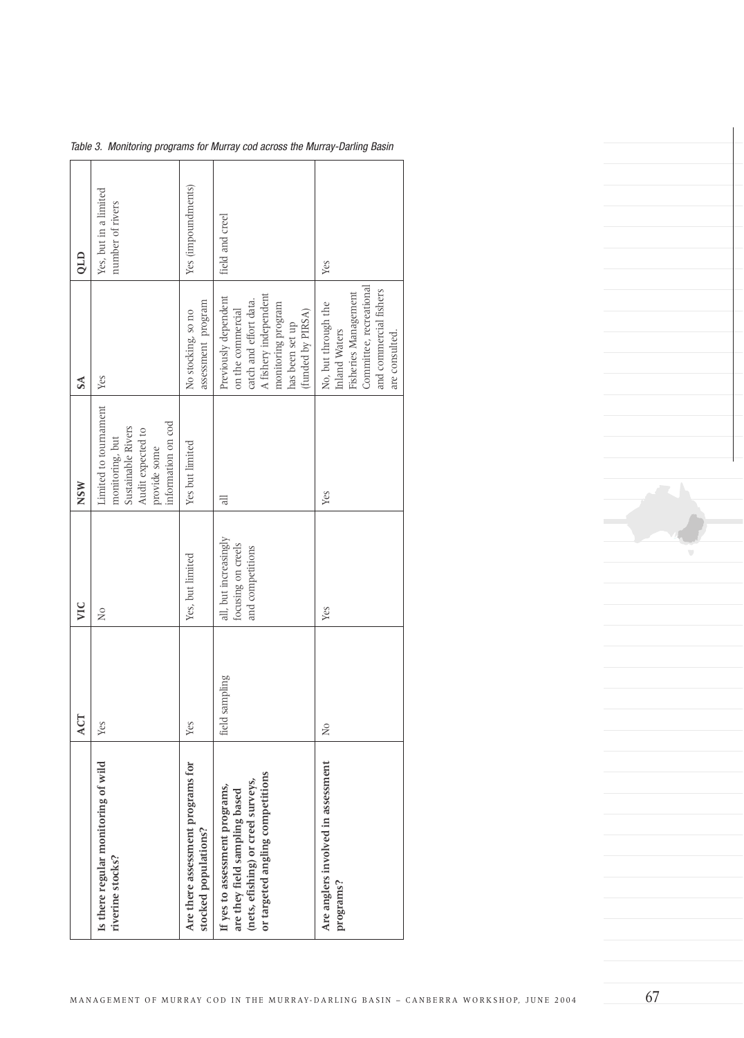*Table 3. Monitoring programs for Murray cod across the Murray-Darling Basin*

| | ACT | VIC | NSW | SA | QLD |
|---|---|---|---|---|---|
| **Is there regular monitoring of wild riverine stocks?** | Yes | No | Limited to tournament monitoring, but Sustainable Rivers Audit expected to provide some information on cod | Yes | Yes, but in a limited number of rivers |
| **Are there assessment programs for stocked populations?** | Yes | Yes, but limited | Yes but limited | No stocking, so no assessment program | Yes (impoundments) |
| **If yes to assessment programs, are they field sampling based (nets, efishing) or creel surveys, or targeted angling competitions** | field sampling | all, but increasingly focusing on creels and competitions | all | Previously dependent on the commercial catch and effort data. A fishery independent monitoring program has been set up (funded by PIRSA) | field and creel |
| **Are anglers involved in assessment programs?** | No | Yes | Yes | No, but through the Inland Waters Fisheries Management Committee, recreational and commercial fishers are consulted. | Yes |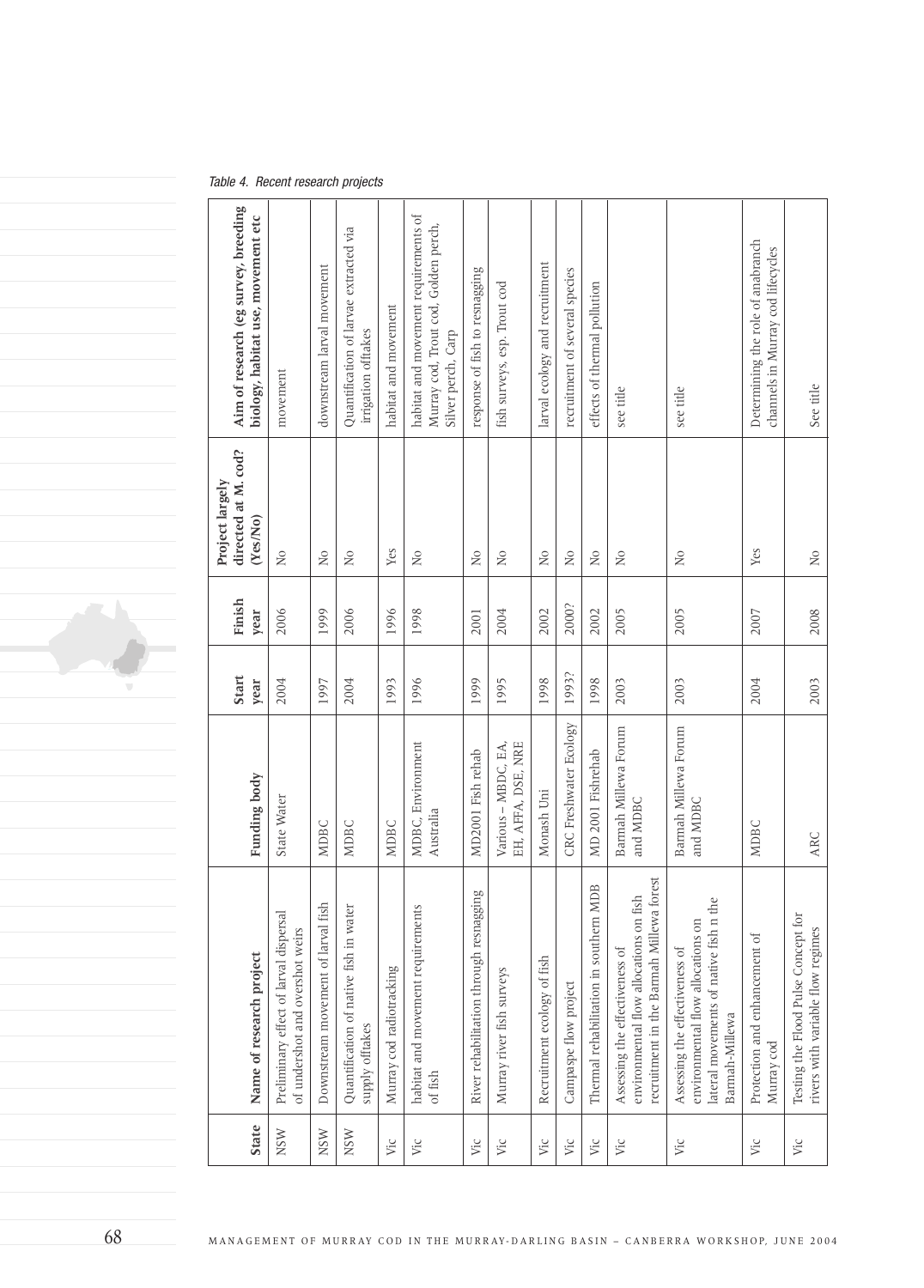*Table 4. Recent research projects*

| State | Name of research project | Funding body | Start year | Finish year | Project largely directed at M. cod? (Yes/No) | Aim of research (eg survey, breeding biology, habitat use, movement etc |
|---|---|---|---|---|---|---|
| NSW | Preliminary effect of larval dispersal of undershot and overshot weirs | State Water | 2004 | 2006 | No | movement |
| NSW | Downstream movement of larval fish | MDBC | 1997 | 1999 | No | downstream larval movement |
| NSW | Quantification of native fish in water supply offtakes | MDBC | 2004 | 2006 | No | Quantification of larvae extracted via irrigation offtakes |
| Vic | Murray cod radiotracking | MDBC | 1993 | 1996 | Yes | habitat and movement |
| Vic | habitat and movement requirements of fish | MDBC, Environment Australia | 1996 | 1998 | No | habitat and movement requirements of Murray cod, Trout cod, Golden perch, Silver perch, Carp |
| Vic | River rehabilitation through resnagging | MD2001 Fish rehab | 1999 | 2001 | No | response of fish to resnagging |
| Vic | Murray river fish surveys | Various – MBDC, EA, EH, AFFA, DSE, NRE | 1995 | 2004 | No | fish surveys, esp. Trout cod |
| Vic | Recruitment ecology of fish | Monash Uni | 1998 | 2002 | No | larval ecology and recruitment |
| Vic | Campaspe flow project | CRC Freshwater Ecology | 1993? | 2000? | No | recruitment of several species |
| Vic | Thermal rehabilitation in southern MDB | MD 2001 Fishrehab | 1998 | 2002 | No | effects of thermal pollution |
| Vic | Assessing the effectiveness of environmental flow allocations on fish recruitment in the Barmah Millewa forest | Barmah Millewa Forum and MDBC | 2003 | 2005 | No | see title |
| Vic | Assessing the effectiveness of environmental flow allocations on lateral movements of native fish n the Barmah-Millewa | Barmah Millewa Forum and MDBC | 2003 | 2005 | No | see title |
| Vic | Protection and enhancement of Murray cod | MDBC | 2004 | 2007 | Yes | Determining the role of anabranch channels in Murray cod lifecycles |
| Vic | Testing the Flood Pulse Concept for rivers with variable flow regimes | ARC | 2003 | 2008 | No | See title |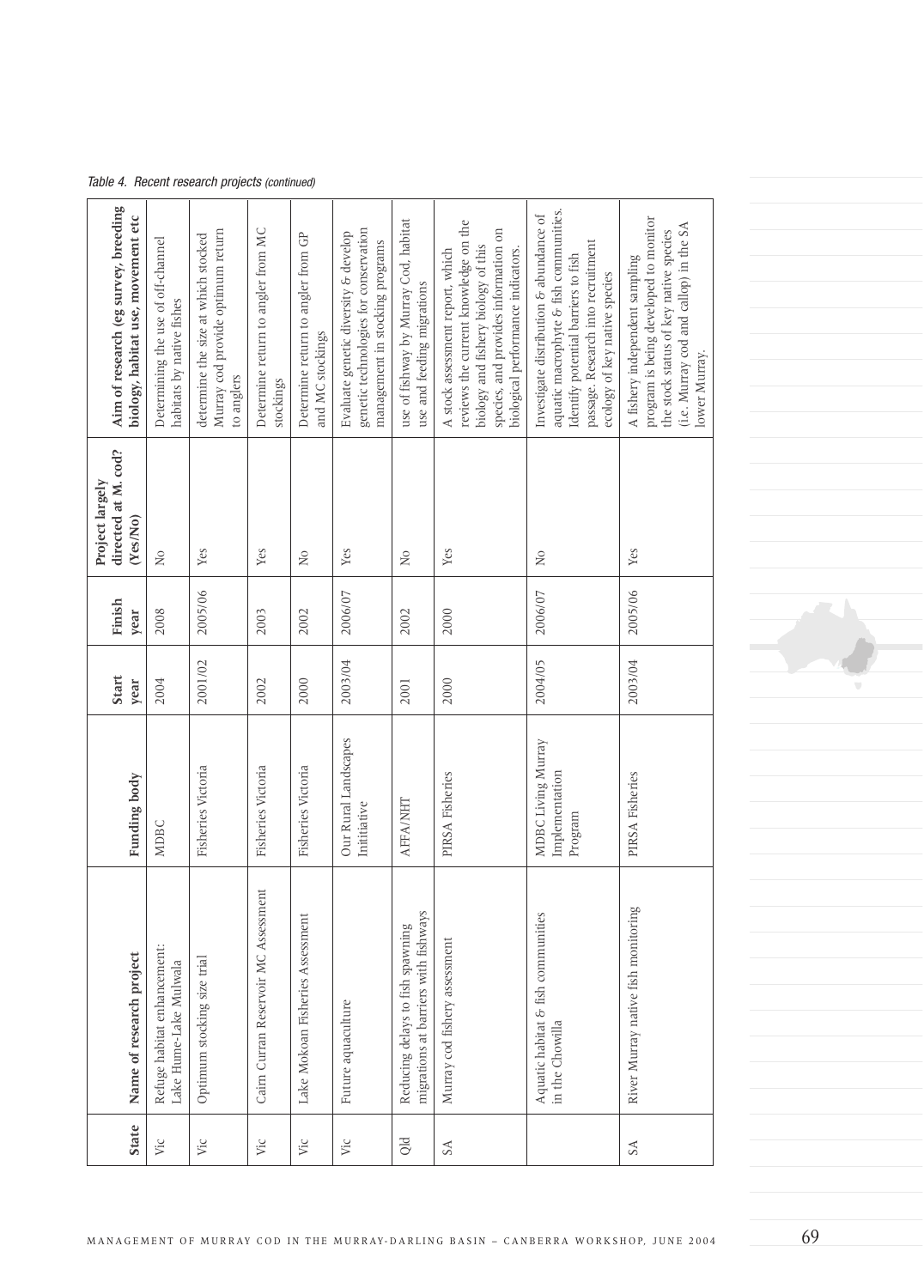*Table 4. Recent research projects (continued)*

| State | Name of research project | Funding body | Start year | Finish year | Project largely directed at M. cod? (Yes/No) | Aim of research (eg survey, breeding biology, habitat use, movement etc |
|---|---|---|---|---|---|---|
| Vic | Refuge habitat enhancement: Lake Hume-Lake Mulwala | MDBC | 2004 | 2008 | No | Determining the use of off-channel habitats by native fishes |
| Vic | Optimum stocking size trial | Fisheries Victoria | 2001/02 | 2005/06 | Yes | determine the size at which stocked Murray cod provide optimum return to anglers |
| Vic | Cairn Curran Reservoir MC Assessment | Fisheries Victoria | 2002 | 2003 | Yes | Determine return to angler from MC stockings |
| Vic | Lake Mokoan Fisheries Assessment | Fisheries Victoria | 2000 | 2002 | No | Determine return to angler from GP and MC stockings |
| Vic | Future aquaculture | Our Rural Landscapes Inititiative | 2003/04 | 2006/07 | Yes | Evaluate genetic diversity & develop genetic technologies for conservation management in stocking programs |
| Qld | Reducing delays to fish spawning migrations at barriers with fishways | AFFA/NHT | 2001 | 2002 | No | use of fishway by Murray Cod, habitat use and feeding migrations |
| SA | Murray cod fishery assessment | PIRSA Fisheries | 2000 | 2000 | Yes | A stock assessment report, which reviews the current knowledge on the biology and fishery biology of this species, and provides information on biological performance indicators. |
| | Aquatic habitat & fish communities in the Chowilla | MDBC Living Murray Implementation Program | 2004/05 | 2006/07 | No | Investigate distribution & abundance of aquatic macrophyte & fish communities. Identify potential barriers to fish passage. Research into recruitment ecology of key native species |
| SA | River Murray native fish monitoring | PIRSA Fisheries | 2003/04 | 2005/06 | Yes | A fishery independent sampling program is being developed to monitor the stock status of key native species (i.e. Murray cod and callop) in the SA lower Murray. |